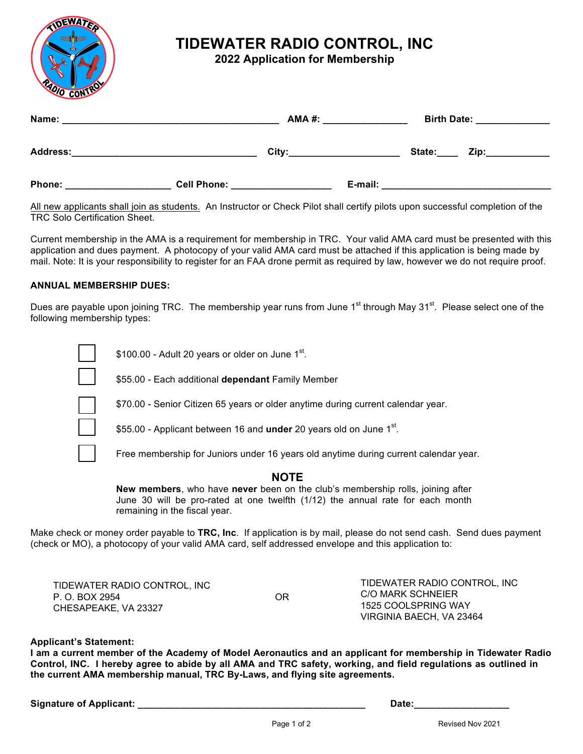# TIDEWATER RADIO CONTROL, INC

## 2022 Application for Membership

**Name:** __________________________________________ **AMA #:** ________________ **Birth Date:** ______________

**Address:**___________________________________ **City:**_____________________ **State:**____ **Zip:**____________

**Phone:** ____________________ **Cell Phone:** ___________________ **E-mail:** ________________________________

All new applicants shall join as students. An Instructor or Check Pilot shall certify pilots upon successful completion of the TRC Solo Certification Sheet.

Current membership in the AMA is a requirement for membership in TRC. Your valid AMA card must be presented with this application and dues payment. A photocopy of your valid AMA card must be attached if this application is being made by mail. Note: It is your responsibility to register for an FAA drone permit as required by law, however we do not require proof.

**ANNUAL MEMBERSHIP DUES:**

Dues are payable upon joining TRC. The membership year runs from June 1st through May 31st. Please select one of the following membership types:

- ☐ $100.00 - Adult 20 years or older on June 1st.
- ☐ $55.00 - Each additional **dependant** Family Member
- ☐ $70.00 - Senior Citizen 65 years or older anytime during current calendar year.
- ☐ $55.00 - Applicant between 16 and **under** 20 years old on June 1st.
- ☐ Free membership for Juniors under 16 years old anytime during current calendar year.

### NOTE

**New members**, who have **never** been on the club's membership rolls, joining after June 30 will be pro-rated at one twelfth (1/12) the annual rate for each month remaining in the fiscal year.

Make check or money order payable to **TRC, Inc**. If application is by mail, please do not send cash. Send dues payment (check or MO), a photocopy of your valid AMA card, self addressed envelope and this application to:

TIDEWATER RADIO CONTROL, INC
P. O. BOX 2954
CHESAPEAKE, VA 23327

OR

TIDEWATER RADIO CONTROL, INC
C/O MARK SCHNEIER
1525 COOLSPRING WAY
VIRGINIA BAECH, VA 23464

**Applicant's Statement:**
**I am a current member of the Academy of Model Aeronautics and an applicant for membership in Tidewater Radio Control, INC. I hereby agree to abide by all AMA and TRC safety, working, and field regulations as outlined in the current AMA membership manual, TRC By-Laws, and flying site agreements.**

**Signature of Applicant:** ____________________________________________ **Date:**__________________

Revised Nov 2021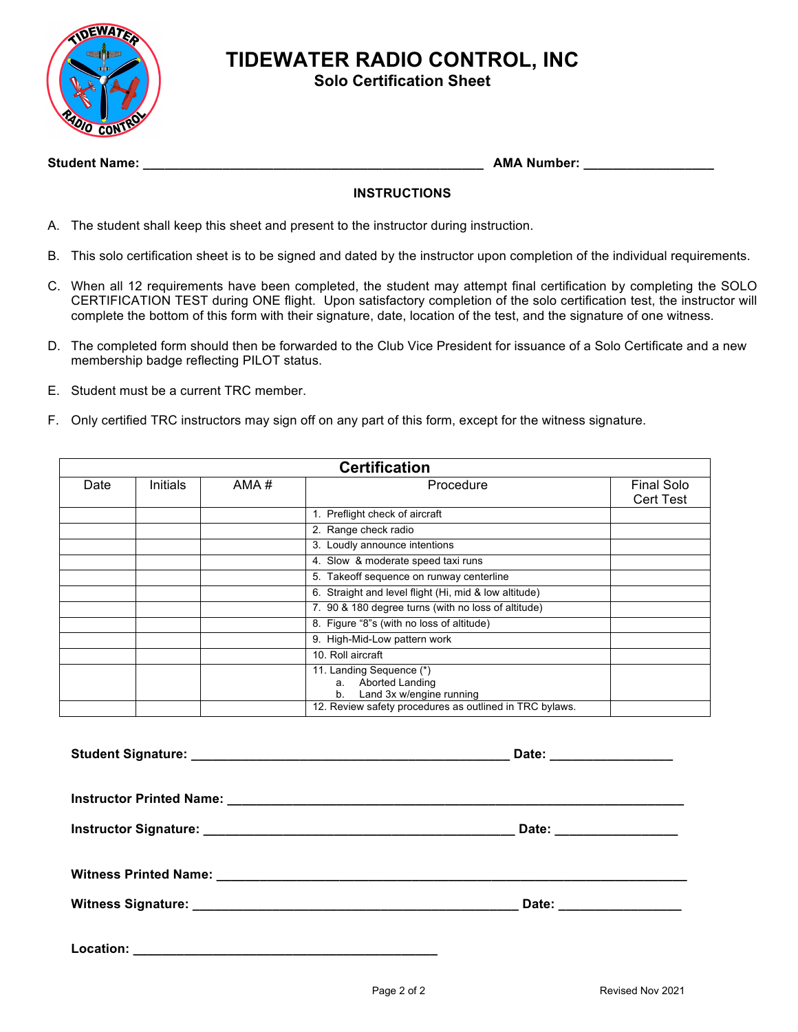# TIDEWATER RADIO CONTROL, INC

## Solo Certification Sheet

**Student Name: ______________________________________________ AMA Number: _________________**

### INSTRUCTIONS

A. The student shall keep this sheet and present to the instructor during instruction.

B. This solo certification sheet is to be signed and dated by the instructor upon completion of the individual requirements.

C. When all 12 requirements have been completed, the student may attempt final certification by completing the SOLO CERTIFICATION TEST during ONE flight. Upon satisfactory completion of the solo certification test, the instructor will complete the bottom of this form with their signature, date, location of the test, and the signature of one witness.

D. The completed form should then be forwarded to the Club Vice President for issuance of a Solo Certificate and a new membership badge reflecting PILOT status.

E. Student must be a current TRC member.

F. Only certified TRC instructors may sign off on any part of this form, except for the witness signature.

| Certification | | | | |
|---|---|---|---|---|
| Date | Initials | AMA # | Procedure | Final Solo Cert Test |
| | | | 1. Preflight check of aircraft | |
| | | | 2. Range check radio | |
| | | | 3. Loudly announce intentions | |
| | | | 4. Slow & moderate speed taxi runs | |
| | | | 5. Takeoff sequence on runway centerline | |
| | | | 6. Straight and level flight (Hi, mid & low altitude) | |
| | | | 7. 90 & 180 degree turns (with no loss of altitude) | |
| | | | 8. Figure "8"s (with no loss of altitude) | |
| | | | 9. High-Mid-Low pattern work | |
| | | | 10. Roll aircraft | |
| | | | 11. Landing Sequence (*)<br>a. Aborted Landing<br>b. Land 3x w/engine running | |
| | | | 12. Review safety procedures as outlined in TRC bylaws. | |

**Student Signature: ____________________________________________ Date: _________________**

**Instructor Printed Name: ________________________________________________________________**

**Instructor Signature: __________________________________________ Date: _________________**

**Witness Printed Name: __________________________________________________________________**

**Witness Signature: ____________________________________________ Date: _________________**

**Location: ___________________________________________**

Revised Nov 2021